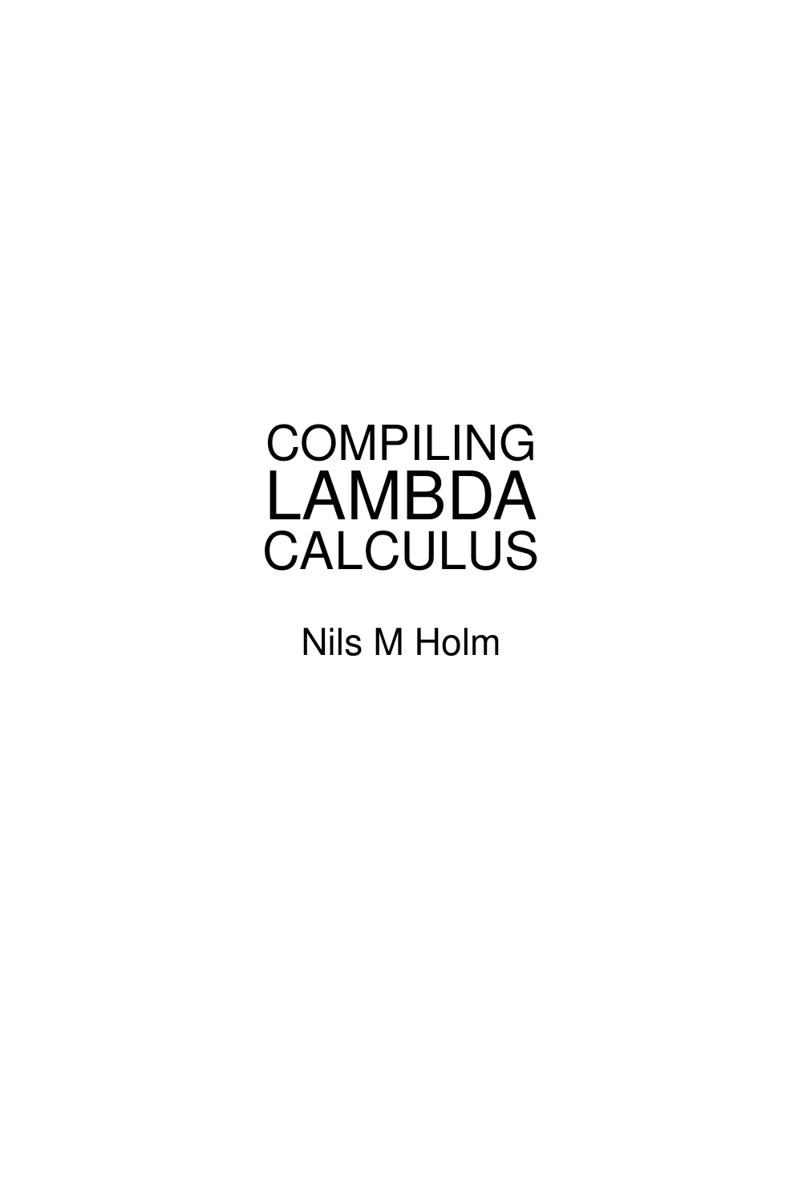# COMPILING LAMBDA CALCULUS

Nils M Holm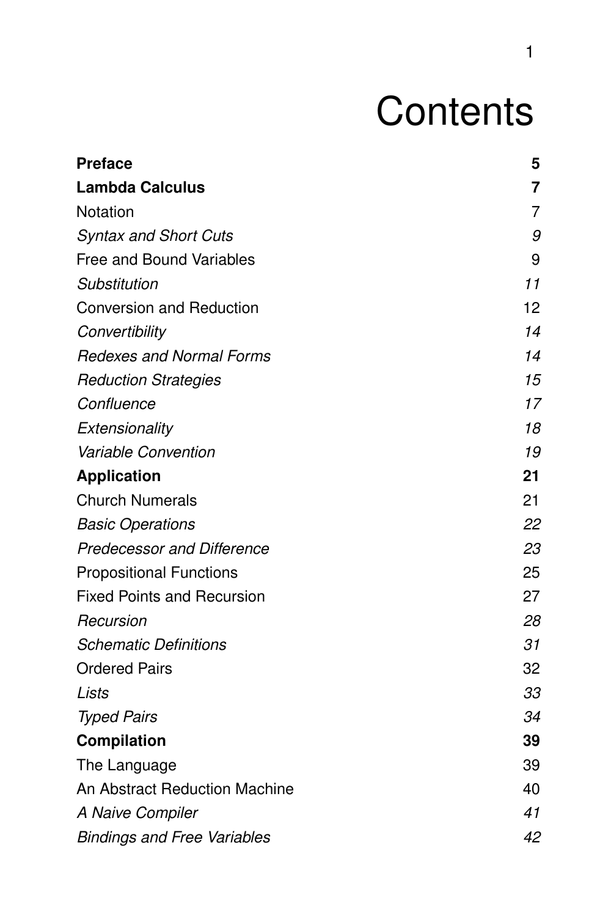# Contents

| | |
|---|---|
| **Preface** | **5** |
| **Lambda Calculus** | **7** |
| Notation | 7 |
| *Syntax and Short Cuts* | *9* |
| Free and Bound Variables | 9 |
| *Substitution* | *11* |
| Conversion and Reduction | 12 |
| *Convertibility* | *14* |
| *Redexes and Normal Forms* | *14* |
| *Reduction Strategies* | *15* |
| *Confluence* | *17* |
| *Extensionality* | *18* |
| *Variable Convention* | *19* |
| **Application** | **21** |
| Church Numerals | 21 |
| *Basic Operations* | *22* |
| *Predecessor and Difference* | *23* |
| Propositional Functions | 25 |
| Fixed Points and Recursion | 27 |
| *Recursion* | *28* |
| *Schematic Definitions* | *31* |
| Ordered Pairs | 32 |
| *Lists* | *33* |
| *Typed Pairs* | *34* |
| **Compilation** | **39** |
| The Language | 39 |
| An Abstract Reduction Machine | 40 |
| *A Naive Compiler* | *41* |
| *Bindings and Free Variables* | *42* |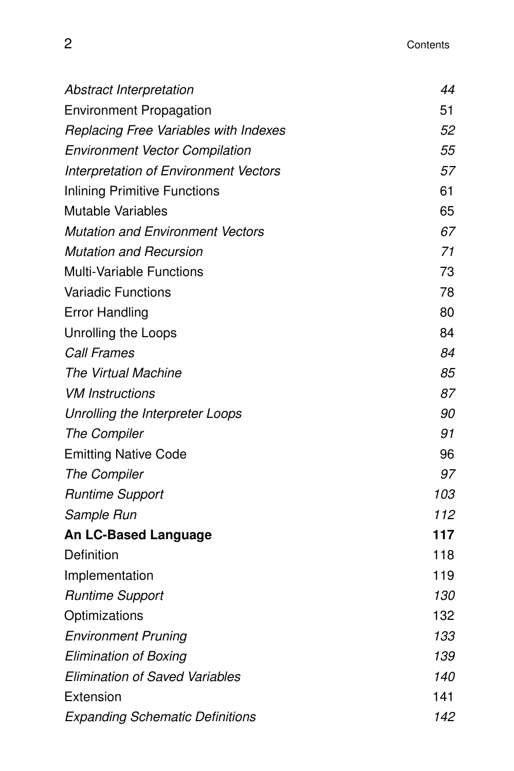| | |
|---|---|
| *Abstract Interpretation* | *44* |
| Environment Propagation | 51 |
| *Replacing Free Variables with Indexes* | *52* |
| *Environment Vector Compilation* | *55* |
| *Interpretation of Environment Vectors* | *57* |
| Inlining Primitive Functions | 61 |
| Mutable Variables | 65 |
| *Mutation and Environment Vectors* | *67* |
| *Mutation and Recursion* | *71* |
| Multi-Variable Functions | 73 |
| Variadic Functions | 78 |
| Error Handling | 80 |
| Unrolling the Loops | 84 |
| *Call Frames* | *84* |
| *The Virtual Machine* | *85* |
| *VM Instructions* | *87* |
| *Unrolling the Interpreter Loops* | *90* |
| *The Compiler* | *91* |
| Emitting Native Code | 96 |
| *The Compiler* | *97* |
| *Runtime Support* | *103* |
| *Sample Run* | *112* |
| **An LC-Based Language** | **117** |
| Definition | 118 |
| Implementation | 119 |
| *Runtime Support* | *130* |
| Optimizations | 132 |
| *Environment Pruning* | *133* |
| *Elimination of Boxing* | *139* |
| *Elimination of Saved Variables* | *140* |
| Extension | 141 |
| *Expanding Schematic Definitions* | *142* |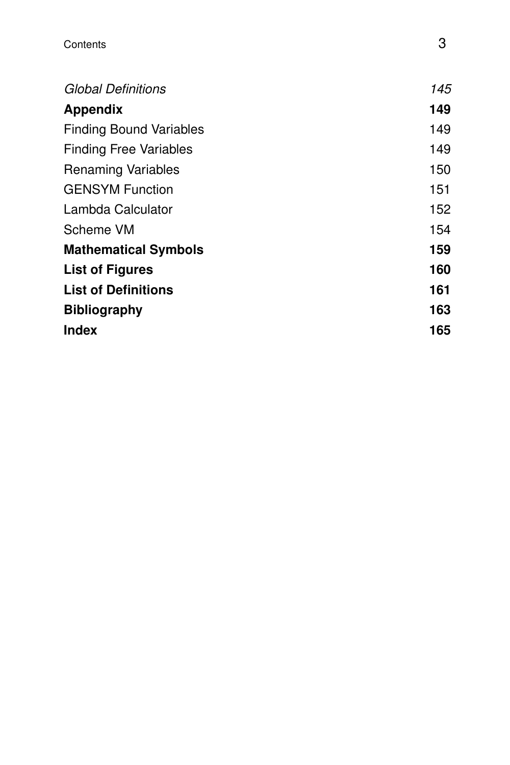| | |
|---|---|
| *Global Definitions* | *145* |
| **Appendix** | **149** |
| Finding Bound Variables | 149 |
| Finding Free Variables | 149 |
| Renaming Variables | 150 |
| GENSYM Function | 151 |
| Lambda Calculator | 152 |
| Scheme VM | 154 |
| **Mathematical Symbols** | **159** |
| **List of Figures** | **160** |
| **List of Definitions** | **161** |
| **Bibliography** | **163** |
| **Index** | **165** |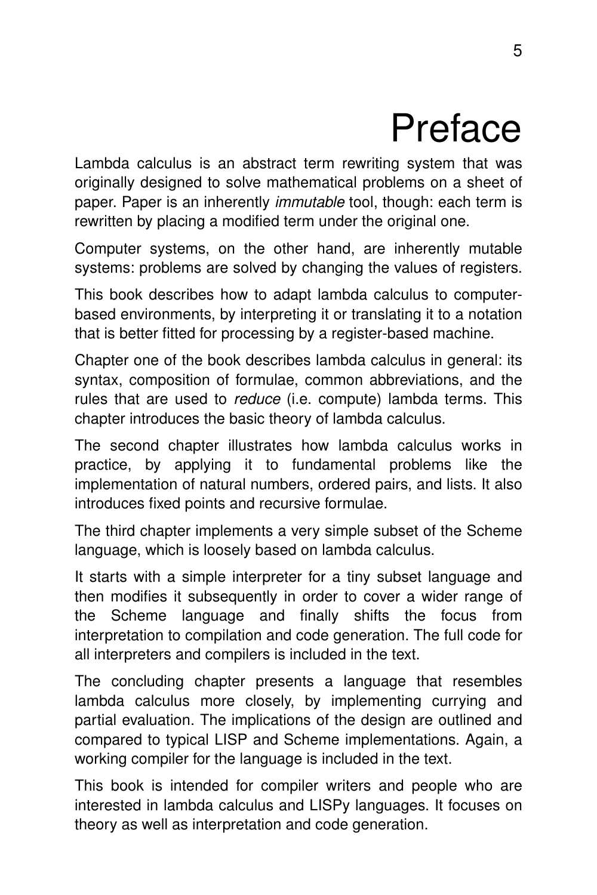# Preface

Lambda calculus is an abstract term rewriting system that was originally designed to solve mathematical problems on a sheet of paper. Paper is an inherently *immutable* tool, though: each term is rewritten by placing a modified term under the original one.

Computer systems, on the other hand, are inherently mutable systems: problems are solved by changing the values of registers.

This book describes how to adapt lambda calculus to computer-based environments, by interpreting it or translating it to a notation that is better fitted for processing by a register-based machine.

Chapter one of the book describes lambda calculus in general: its syntax, composition of formulae, common abbreviations, and the rules that are used to *reduce* (i.e. compute) lambda terms. This chapter introduces the basic theory of lambda calculus.

The second chapter illustrates how lambda calculus works in practice, by applying it to fundamental problems like the implementation of natural numbers, ordered pairs, and lists. It also introduces fixed points and recursive formulae.

The third chapter implements a very simple subset of the Scheme language, which is loosely based on lambda calculus.

It starts with a simple interpreter for a tiny subset language and then modifies it subsequently in order to cover a wider range of the Scheme language and finally shifts the focus from interpretation to compilation and code generation. The full code for all interpreters and compilers is included in the text.

The concluding chapter presents a language that resembles lambda calculus more closely, by implementing currying and partial evaluation. The implications of the design are outlined and compared to typical LISP and Scheme implementations. Again, a working compiler for the language is included in the text.

This book is intended for compiler writers and people who are interested in lambda calculus and LISPy languages. It focuses on theory as well as interpretation and code generation.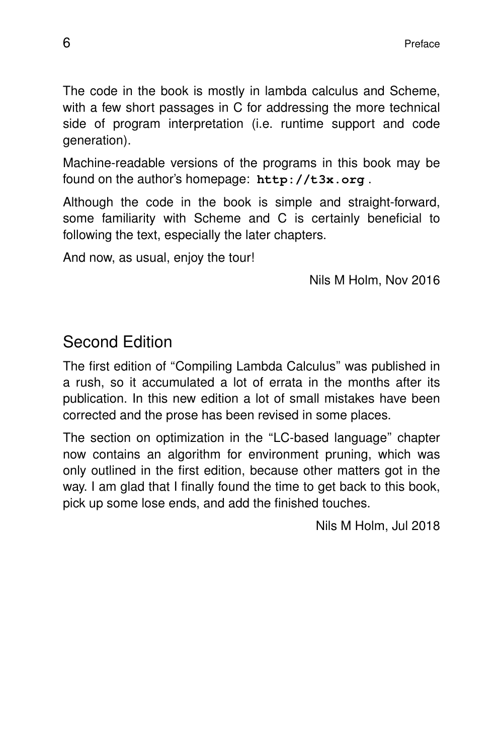The code in the book is mostly in lambda calculus and Scheme, with a few short passages in C for addressing the more technical side of program interpretation (i.e. runtime support and code generation).

Machine-readable versions of the programs in this book may be found on the author's homepage: **`http://t3x.org`** .

Although the code in the book is simple and straight-forward, some familiarity with Scheme and C is certainly beneficial to following the text, especially the later chapters.

And now, as usual, enjoy the tour!

Nils M Holm, Nov 2016

## Second Edition

The first edition of "Compiling Lambda Calculus" was published in a rush, so it accumulated a lot of errata in the months after its publication. In this new edition a lot of small mistakes have been corrected and the prose has been revised in some places.

The section on optimization in the "LC-based language" chapter now contains an algorithm for environment pruning, which was only outlined in the first edition, because other matters got in the way. I am glad that I finally found the time to get back to this book, pick up some lose ends, and add the finished touches.

Nils M Holm, Jul 2018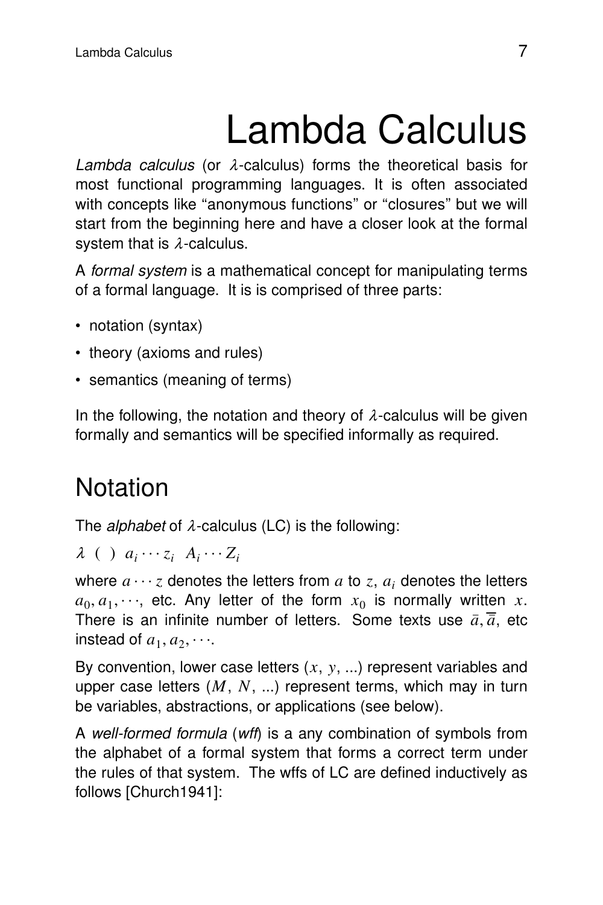# Lambda Calculus

*Lambda calculus* (or $\lambda$-calculus) forms the theoretical basis for most functional programming languages. It is often associated with concepts like "anonymous functions" or "closures" but we will start from the beginning here and have a closer look at the formal system that is $\lambda$-calculus.

A *formal system* is a mathematical concept for manipulating terms of a formal language. It is is comprised of three parts:

- notation (syntax)
- theory (axioms and rules)
- semantics (meaning of terms)

In the following, the notation and theory of $\lambda$-calculus will be given formally and semantics will be specified informally as required.

## Notation

The *alphabet* of $\lambda$-calculus (LC) is the following:

$\lambda$ ( ) $a_i \cdots z_i$ $A_i \cdots Z_i$

where $a \cdots z$ denotes the letters from $a$ to $z$, $a_i$ denotes the letters $a_0, a_1, \cdots$, etc. Any letter of the form $x_0$ is normally written $x$. There is an infinite number of letters. Some texts use $\bar{a}, \overline{\overline{a}}$, etc instead of $a_1, a_2, \cdots$.

By convention, lower case letters ($x$, $y$, ...) represent variables and upper case letters ($M$, $N$, ...) represent terms, which may in turn be variables, abstractions, or applications (see below).

A *well-formed formula* (*wff*) is a any combination of symbols from the alphabet of a formal system that forms a correct term under the rules of that system. The wffs of LC are defined inductively as follows [Church1941]: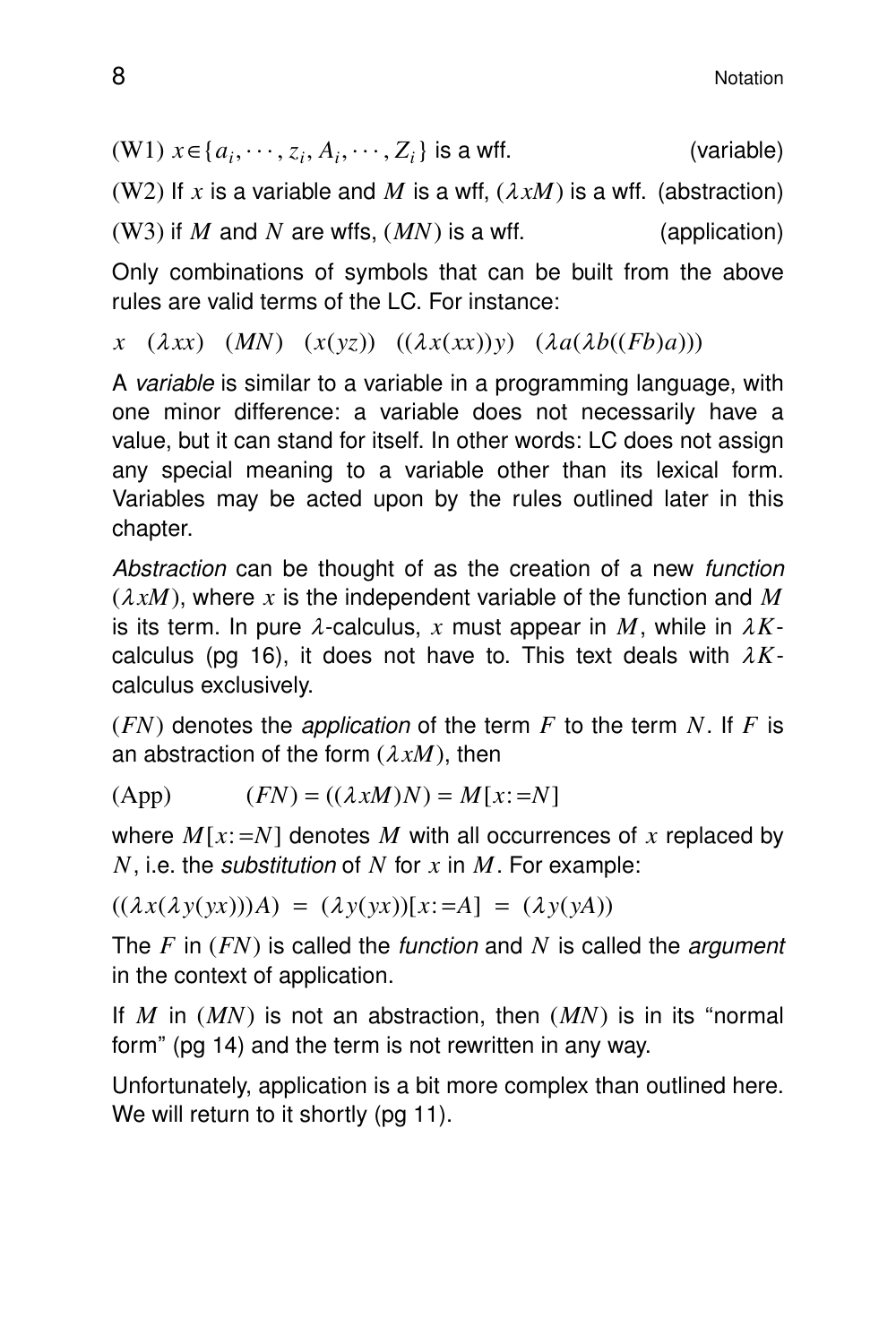(W1) $x \in \{a_i, \cdots, z_i, A_i, \cdots, Z_i\}$ is a wff. (variable)

(W2) If $x$ is a variable and $M$ is a wff, $(\lambda x M)$ is a wff. (abstraction)

(W3) if $M$ and $N$ are wffs, $(MN)$ is a wff. (application)

Only combinations of symbols that can be built from the above rules are valid terms of the LC. For instance:

$x \quad (\lambda x x) \quad (MN) \quad (x(yz)) \quad ((\lambda x(xx))y) \quad (\lambda a(\lambda b((Fb)a)))$

A *variable* is similar to a variable in a programming language, with one minor difference: a variable does not necessarily have a value, but it can stand for itself. In other words: LC does not assign any special meaning to a variable other than its lexical form. Variables may be acted upon by the rules outlined later in this chapter.

*Abstraction* can be thought of as the creation of a new *function* $(\lambda x M)$, where $x$ is the independent variable of the function and $M$ is its term. In pure $\lambda$-calculus, $x$ must appear in $M$, while in $\lambda K$-calculus (pg 16), it does not have to. This text deals with $\lambda K$-calculus exclusively.

$(FN)$ denotes the *application* of the term $F$ to the term $N$. If $F$ is an abstraction of the form $(\lambda x M)$, then

(App) $\qquad (FN) = ((\lambda x M)N) = M[x:=N]$

where $M[x:=N]$ denotes $M$ with all occurrences of $x$ replaced by $N$, i.e. the *substitution* of $N$ for $x$ in $M$. For example:

$((\lambda x(\lambda y(yx)))A) \ = \ (\lambda y(yx))[x:=A] \ = \ (\lambda y(yA))$

The $F$ in $(FN)$ is called the *function* and $N$ is called the *argument* in the context of application.

If $M$ in $(MN)$ is not an abstraction, then $(MN)$ is in its "normal form" (pg 14) and the term is not rewritten in any way.

Unfortunately, application is a bit more complex than outlined here. We will return to it shortly (pg 11).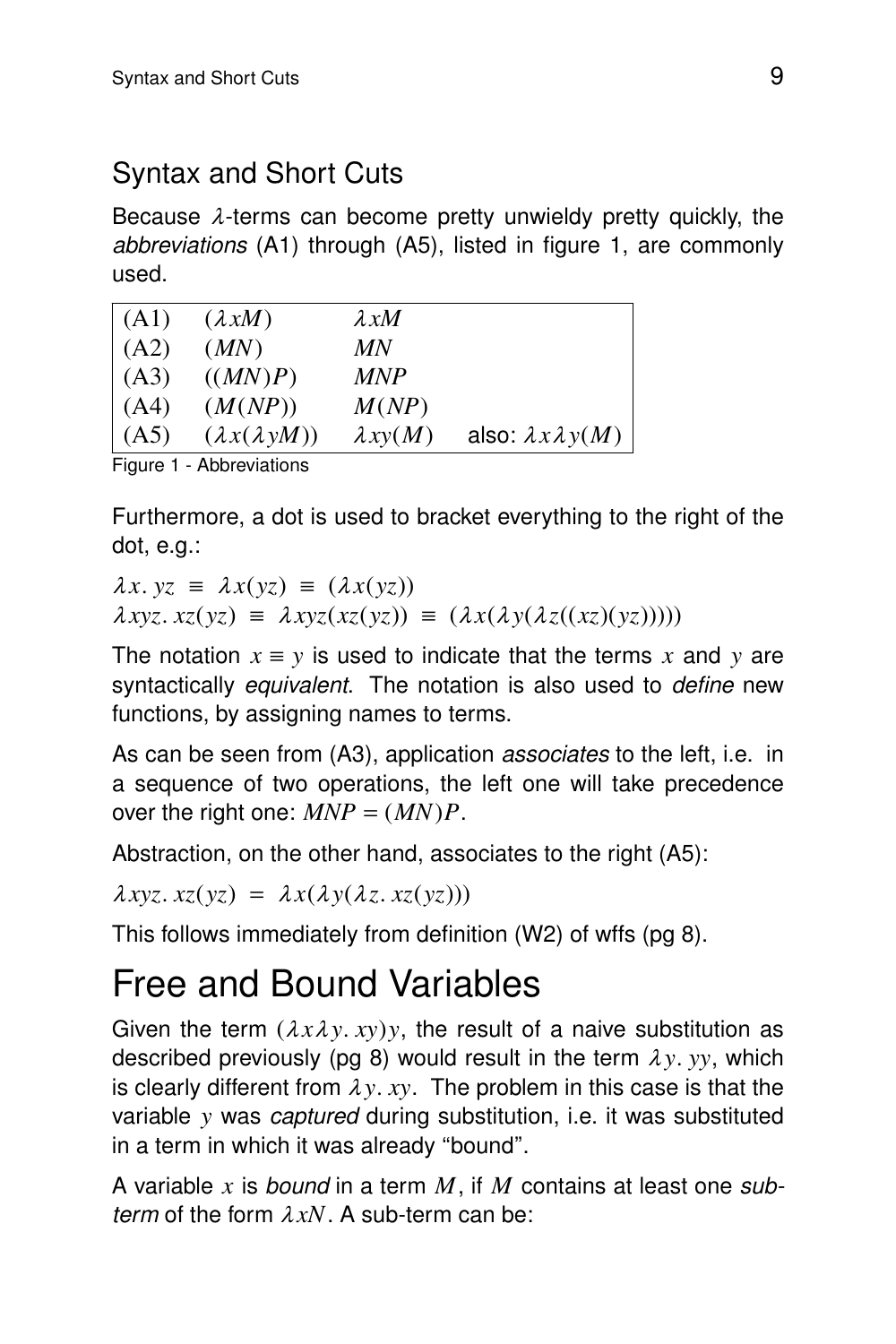## Syntax and Short Cuts

Because $\lambda$-terms can become pretty unwieldy pretty quickly, the *abbreviations* (A1) through (A5), listed in figure 1, are commonly used.

| | | | |
|---|---|---|---|
| (A1) | $(\lambda xM)$ | $\lambda xM$ | |
| (A2) | $(MN)$ | $MN$ | |
| (A3) | $((MN)P)$ | $MNP$ | |
| (A4) | $(M(NP))$ | $M(NP)$ | |
| (A5) | $(\lambda x(\lambda yM))$ | $\lambda xy(M)$ | also: $\lambda x \lambda y(M)$ |

Figure 1 - Abbreviations

Furthermore, a dot is used to bracket everything to the right of the dot, e.g.:

$\lambda x.\, yz \;\equiv\; \lambda x(yz) \;\equiv\; (\lambda x(yz))$
$\lambda xyz.\, xz(yz) \;\equiv\; \lambda xyz(xz(yz)) \;\equiv\; (\lambda x(\lambda y(\lambda z((xz)(yz)))))$

The notation $x \equiv y$ is used to indicate that the terms $x$ and $y$ are syntactically *equivalent*. The notation is also used to *define* new functions, by assigning names to terms.

As can be seen from (A3), application *associates* to the left, i.e. in a sequence of two operations, the left one will take precedence over the right one: $MNP = (MN)P$.

Abstraction, on the other hand, associates to the right (A5):

$\lambda xyz.\, xz(yz) \;=\; \lambda x(\lambda y(\lambda z.\, xz(yz)))$

This follows immediately from definition (W2) of wffs (pg 8).

# Free and Bound Variables

Given the term $(\lambda x \lambda y.\, xy)y$, the result of a naive substitution as described previously (pg 8) would result in the term $\lambda y.\, yy$, which is clearly different from $\lambda y.\, xy$. The problem in this case is that the variable $y$ was *captured* during substitution, i.e. it was substituted in a term in which it was already "bound".

A variable $x$ is *bound* in a term $M$, if $M$ contains at least one *sub-term* of the form $\lambda xN$. A sub-term can be: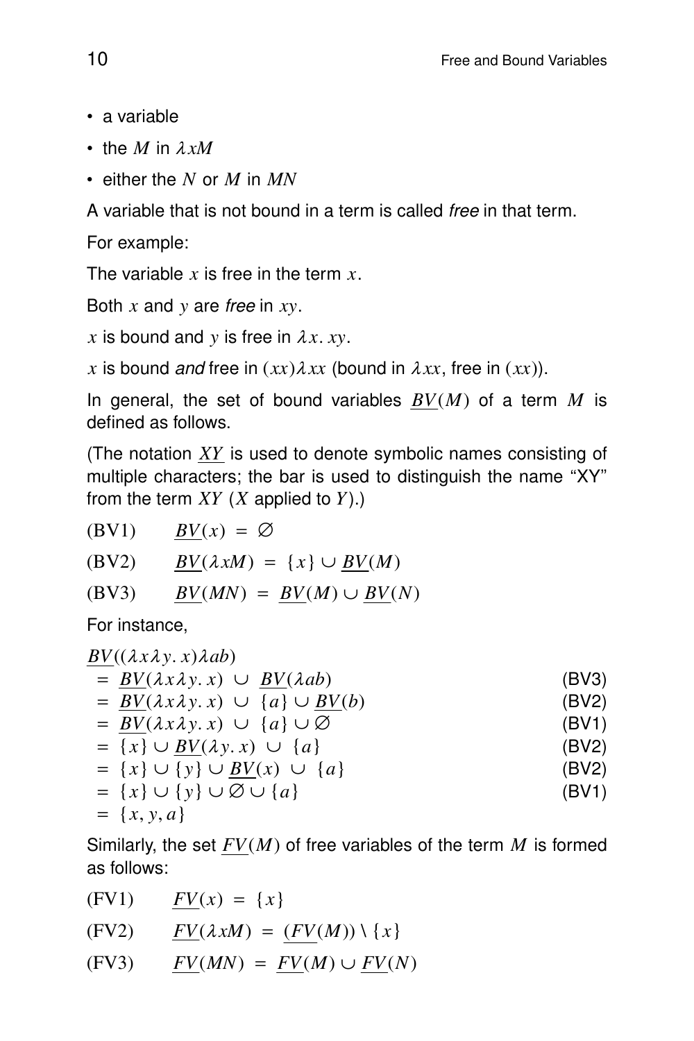- a variable
- the $M$ in $\lambda xM$
- either the $N$ or $M$ in $MN$

A variable that is not bound in a term is called *free* in that term.

For example:

The variable $x$ is free in the term $x$.

Both $x$ and $y$ are *free* in $xy$.

$x$ is bound and $y$ is free in $\lambda x.\, xy$.

$x$ is bound *and* free in $(xx)\lambda xx$ (bound in $\lambda xx$, free in $(xx)$).

In general, the set of bound variables $\underline{BV}(M)$ of a term $M$ is defined as follows.

(The notation $\underline{XY}$ is used to denote symbolic names consisting of multiple characters; the bar is used to distinguish the name "XY" from the term $XY$ ($X$ applied to $Y$).)

(BV1) $\quad \underline{BV}(x) = \varnothing$

(BV2) $\quad \underline{BV}(\lambda xM) = \{x\} \cup \underline{BV}(M)$

(BV3) $\quad \underline{BV}(MN) = \underline{BV}(M) \cup \underline{BV}(N)$

For instance,

$$
\begin{aligned}
&\underline{BV}((\lambda x\lambda y.\, x)\lambda ab) \\
&= \underline{BV}(\lambda x\lambda y.\, x) \;\cup\; \underline{BV}(\lambda ab) && \text{(BV3)} \\
&= \underline{BV}(\lambda x\lambda y.\, x) \;\cup\; \{a\} \cup \underline{BV}(b) && \text{(BV2)} \\
&= \underline{BV}(\lambda x\lambda y.\, x) \;\cup\; \{a\} \cup \varnothing && \text{(BV1)} \\
&= \{x\} \cup \underline{BV}(\lambda y.\, x) \;\cup\; \{a\} && \text{(BV2)} \\
&= \{x\} \cup \{y\} \cup \underline{BV}(x) \;\cup\; \{a\} && \text{(BV2)} \\
&= \{x\} \cup \{y\} \cup \varnothing \cup \{a\} && \text{(BV1)} \\
&= \{x, y, a\}
\end{aligned}
$$

Similarly, the set $\underline{FV}(M)$ of free variables of the term $M$ is formed as follows:

(FV1) $\quad \underline{FV}(x) = \{x\}$

(FV2) $\quad \underline{FV}(\lambda xM) = (\underline{FV}(M)) \setminus \{x\}$

(FV3) $\quad \underline{FV}(MN) = \underline{FV}(M) \cup \underline{FV}(N)$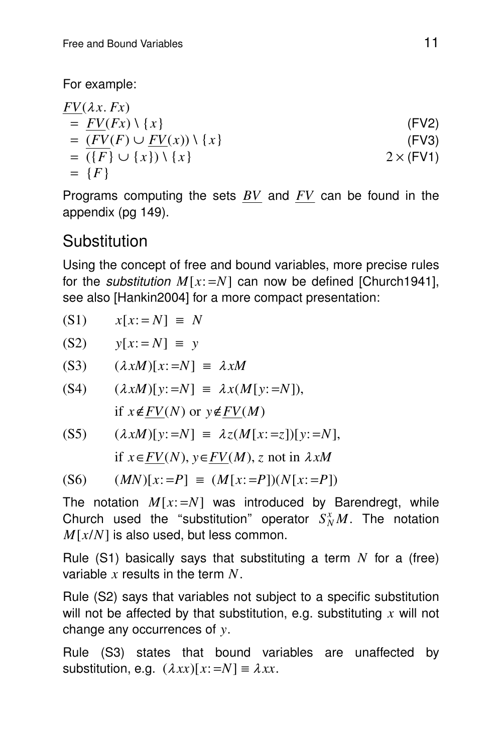For example:

$$
\begin{aligned}
&\underline{FV}(\lambda x.\, Fx) \\
&= \underline{FV}(Fx) \setminus \{x\} && \text{(FV2)} \\
&= (\underline{FV}(F) \cup \underline{FV}(x)) \setminus \{x\} && \text{(FV3)} \\
&= (\{F\} \cup \{x\}) \setminus \{x\} && 2 \times \text{(FV1)} \\
&= \{F\}
\end{aligned}
$$

Programs computing the sets $\underline{BV}$ and $\underline{FV}$ can be found in the appendix (pg 149).

## Substitution

Using the concept of free and bound variables, more precise rules for the *substitution* $M[x:=N]$ can now be defined [Church1941], see also [Hankin2004] for a more compact presentation:

(S1) $x[x:=N] \equiv N$

(S2) $y[x:=N] \equiv y$

(S3) $(\lambda xM)[x:=N] \equiv \lambda xM$

(S4) $(\lambda xM)[y:=N] \equiv \lambda x(M[y:=N])$,
if $x \notin \underline{FV}(N)$ or $y \notin \underline{FV}(M)$

(S5) $(\lambda xM)[y:=N] \equiv \lambda z(M[x:=z])[y:=N]$,
if $x \in \underline{FV}(N)$, $y \in \underline{FV}(M)$, $z$ not in $\lambda xM$

(S6) $(MN)[x:=P] \equiv (M[x:=P])(N[x:=P])$

The notation $M[x:=N]$ was introduced by Barendregt, while Church used the "substitution" operator $S_N^x M$. The notation $M[x/N]$ is also used, but less common.

Rule (S1) basically says that substituting a term $N$ for a (free) variable $x$ results in the term $N$.

Rule (S2) says that variables not subject to a specific substitution will not be affected by that substitution, e.g. substituting $x$ will not change any occurrences of $y$.

Rule (S3) states that bound variables are unaffected by substitution, e.g. $(\lambda xx)[x:=N] \equiv \lambda xx$.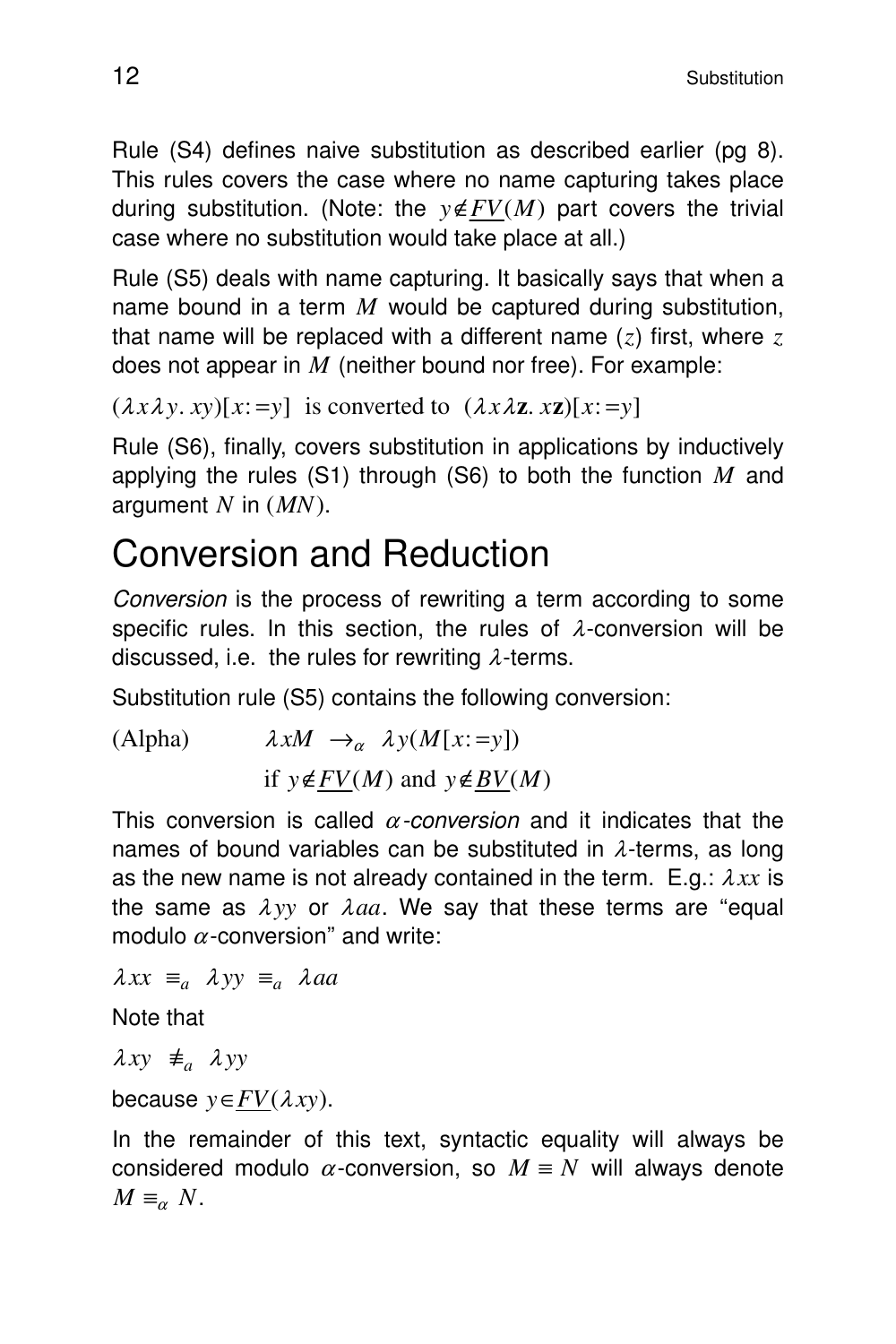Rule (S4) defines naive substitution as described earlier (pg 8). This rules covers the case where no name capturing takes place during substitution. (Note: the $y \notin \underline{FV}(M)$ part covers the trivial case where no substitution would take place at all.)

Rule (S5) deals with name capturing. It basically says that when a name bound in a term $M$ would be captured during substitution, that name will be replaced with a different name ($z$) first, where $z$ does not appear in $M$ (neither bound nor free). For example:

$(\lambda x \lambda y.\, xy)[x := y]$ is converted to $(\lambda x \lambda \mathbf{z}.\, x\mathbf{z})[x := y]$

Rule (S6), finally, covers substitution in applications by inductively applying the rules (S1) through (S6) to both the function $M$ and argument $N$ in $(MN)$.

# Conversion and Reduction

*Conversion* is the process of rewriting a term according to some specific rules. In this section, the rules of $\lambda$-conversion will be discussed, i.e. the rules for rewriting $\lambda$-terms.

Substitution rule (S5) contains the following conversion:

(Alpha) $\quad \lambda x M \ \rightarrow_\alpha \ \lambda y (M[x := y])$

if $y \notin \underline{FV}(M)$ and $y \notin \underline{BV}(M)$

This conversion is called *$\alpha$-conversion* and it indicates that the names of bound variables can be substituted in $\lambda$-terms, as long as the new name is not already contained in the term. E.g.: $\lambda xx$ is the same as $\lambda yy$ or $\lambda aa$. We say that these terms are "equal modulo $\alpha$-conversion" and write:

$\lambda xx \ \equiv_a \ \lambda yy \ \equiv_a \ \lambda aa$

Note that

$\lambda xy \ \not\equiv_a \ \lambda yy$

because $y \in \underline{FV}(\lambda xy)$.

In the remainder of this text, syntactic equality will always be considered modulo $\alpha$-conversion, so $M \equiv N$ will always denote $M \equiv_\alpha N$.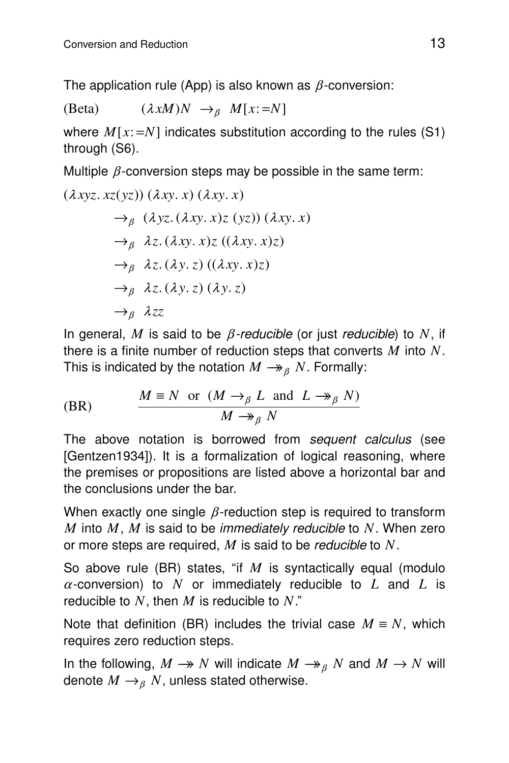The application rule (App) is also known as $\beta$-conversion:

$$\text{(Beta)} \qquad (\lambda x M)N \ \to_\beta \ M[x{:=}N]$$

where $M[x{:=}N]$ indicates substitution according to the rules (S1) through (S6).

Multiple $\beta$-conversion steps may be possible in the same term:

$$
\begin{aligned}
&(\lambda xyz.\, xz(yz))\ (\lambda xy.\, x)\ (\lambda xy.\, x) \\
&\qquad \to_\beta \ (\lambda yz.\,(\lambda xy.\, x)z\ (yz))\ (\lambda xy.\, x) \\
&\qquad \to_\beta \ \lambda z.\,(\lambda xy.\, x)z\ ((\lambda xy.\, x)z) \\
&\qquad \to_\beta \ \lambda z.\,(\lambda y.\, z)\ ((\lambda xy.\, x)z) \\
&\qquad \to_\beta \ \lambda z.\,(\lambda y.\, z)\ (\lambda y.\, z) \\
&\qquad \to_\beta \ \lambda zz
\end{aligned}
$$

In general, $M$ is said to be *$\beta$-reducible* (or just *reducible*) to $N$, if there is a finite number of reduction steps that converts $M$ into $N$. This is indicated by the notation $M \twoheadrightarrow_\beta N$. Formally:

$$\text{(BR)} \qquad \frac{M \equiv N \ \text{ or } \ (M \to_\beta L \ \text{ and } \ L \twoheadrightarrow_\beta N)}{M \twoheadrightarrow_\beta N}$$

The above notation is borrowed from *sequent calculus* (see [Gentzen1934]). It is a formalization of logical reasoning, where the premises or propositions are listed above a horizontal bar and the conclusions under the bar.

When exactly one single $\beta$-reduction step is required to transform $M$ into $M$, $M$ is said to be *immediately reducible* to $N$. When zero or more steps are required, $M$ is said to be *reducible* to $N$.

So above rule (BR) states, "if $M$ is syntactically equal (modulo $\alpha$-conversion) to $N$ or immediately reducible to $L$ and $L$ is reducible to $N$, then $M$ is reducible to $N$."

Note that definition (BR) includes the trivial case $M \equiv N$, which requires zero reduction steps.

In the following, $M \twoheadrightarrow N$ will indicate $M \twoheadrightarrow_\beta N$ and $M \to N$ will denote $M \to_\beta N$, unless stated otherwise.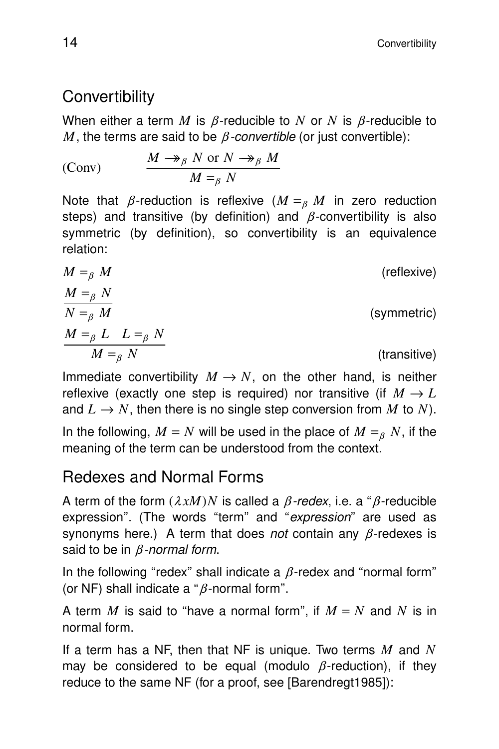## Convertibility

When either a term $M$ is $\beta$-reducible to $N$ or $N$ is $\beta$-reducible to $M$, the terms are said to be *$\beta$-convertible* (or just convertible):

$$\text{(Conv)} \qquad \frac{M \twoheadrightarrow_\beta N \text{ or } N \twoheadrightarrow_\beta M}{M =_\beta N}$$

Note that $\beta$-reduction is reflexive ($M =_\beta M$ in zero reduction steps) and transitive (by definition) and $\beta$-convertibility is also symmetric (by definition), so convertibility is an equivalence relation:

$$M =_\beta M \qquad \text{(reflexive)}$$

$$\frac{M =_\beta N}{N =_\beta M} \qquad \text{(symmetric)}$$

$$\frac{M =_\beta L \quad L =_\beta N}{M =_\beta N} \qquad \text{(transitive)}$$

Immediate convertibility $M \to N$, on the other hand, is neither reflexive (exactly one step is required) nor transitive (if $M \to L$ and $L \to N$, then there is no single step conversion from $M$ to $N$).

In the following, $M = N$ will be used in the place of $M =_\beta N$, if the meaning of the term can be understood from the context.

## Redexes and Normal Forms

A term of the form $(\lambda x M)N$ is called a *$\beta$-redex*, i.e. a "$\beta$-reducible expression". (The words "term" and "*expression*" are used as synonyms here.) A term that does *not* contain any $\beta$-redexes is said to be in *$\beta$-normal form*.

In the following "redex" shall indicate a $\beta$-redex and "normal form" (or NF) shall indicate a "$\beta$-normal form".

A term $M$ is said to "have a normal form", if $M = N$ and $N$ is in normal form.

If a term has a NF, then that NF is unique. Two terms $M$ and $N$ may be considered to be equal (modulo $\beta$-reduction), if they reduce to the same NF (for a proof, see [Barendregt1985]):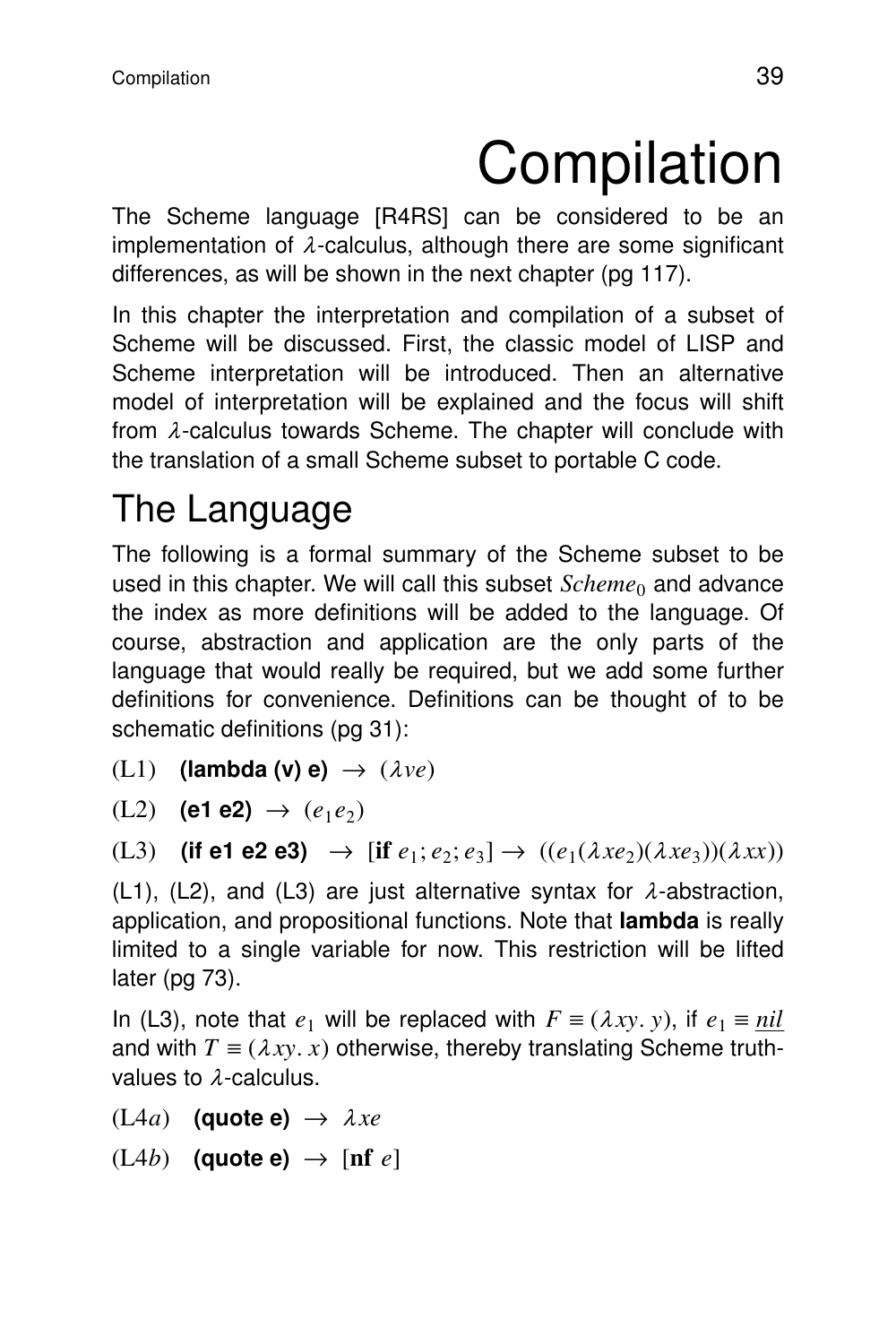# Compilation

The Scheme language [R4RS] can be considered to be an implementation of $\lambda$-calculus, although there are some significant differences, as will be shown in the next chapter (pg 117).

In this chapter the interpretation and compilation of a subset of Scheme will be discussed. First, the classic model of LISP and Scheme interpretation will be introduced. Then an alternative model of interpretation will be explained and the focus will shift from $\lambda$-calculus towards Scheme. The chapter will conclude with the translation of a small Scheme subset to portable C code.

## The Language

The following is a formal summary of the Scheme subset to be used in this chapter. We will call this subset $Scheme_0$ and advance the index as more definitions will be added to the language. Of course, abstraction and application are the only parts of the language that would really be required, but we add some further definitions for convenience. Definitions can be thought of to be schematic definitions (pg 31):

(L1) **(lambda (v) e)** $\rightarrow$ $(\lambda ve)$

(L2) **(e1 e2)** $\rightarrow$ $(e_1 e_2)$

(L3) **(if e1 e2 e3)** $\rightarrow$ $[\textbf{if}\ e_1; e_2; e_3] \rightarrow ((e_1(\lambda xe_2)(\lambda xe_3))(\lambda xx))$

(L1), (L2), and (L3) are just alternative syntax for $\lambda$-abstraction, application, and propositional functions. Note that **lambda** is really limited to a single variable for now. This restriction will be lifted later (pg 73).

In (L3), note that $e_1$ will be replaced with $F \equiv (\lambda xy.\, y)$, if $e_1 \equiv \underline{nil}$ and with $T \equiv (\lambda xy.\, x)$ otherwise, thereby translating Scheme truth-values to $\lambda$-calculus.

(L4*a*) **(quote e)** $\rightarrow$ $\lambda xe$

(L4*b*) **(quote e)** $\rightarrow$ $[\textbf{nf}\ e]$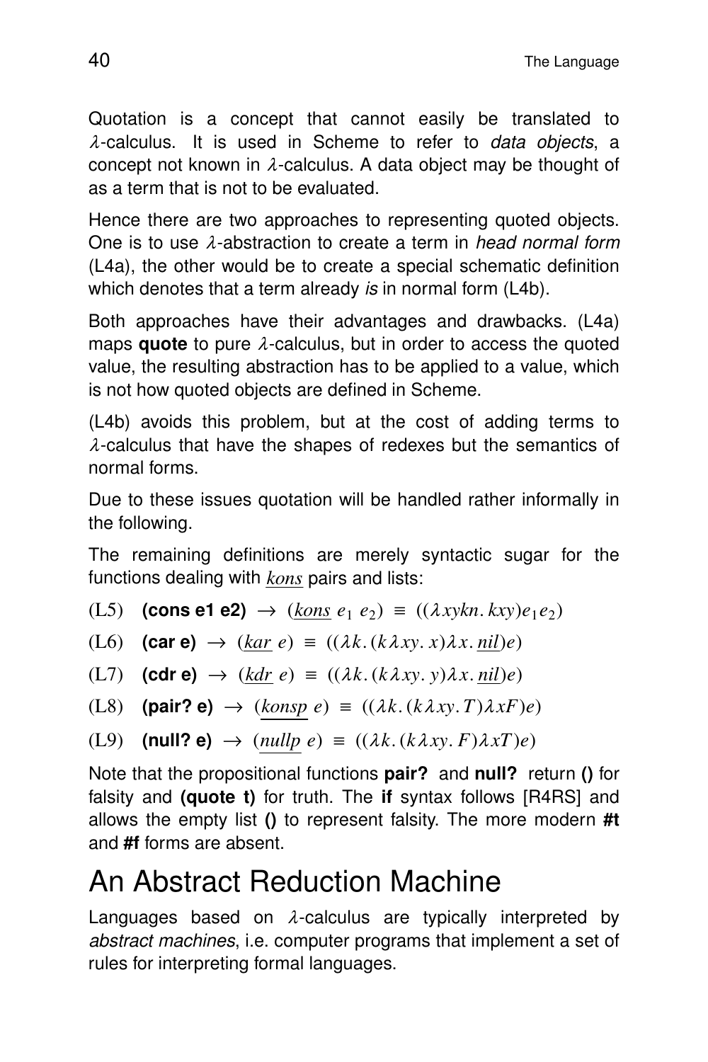Quotation is a concept that cannot easily be translated to $\lambda$-calculus. It is used in Scheme to refer to *data objects*, a concept not known in $\lambda$-calculus. A data object may be thought of as a term that is not to be evaluated.

Hence there are two approaches to representing quoted objects. One is to use $\lambda$-abstraction to create a term in *head normal form* (L4a), the other would be to create a special schematic definition which denotes that a term already *is* in normal form (L4b).

Both approaches have their advantages and drawbacks. (L4a) maps **quote** to pure $\lambda$-calculus, but in order to access the quoted value, the resulting abstraction has to be applied to a value, which is not how quoted objects are defined in Scheme.

(L4b) avoids this problem, but at the cost of adding terms to $\lambda$-calculus that have the shapes of redexes but the semantics of normal forms.

Due to these issues quotation will be handled rather informally in the following.

The remaining definitions are merely syntactic sugar for the functions dealing with $\underline{kons}$ pairs and lists:

(L5) **(cons e1 e2)** $\rightarrow$ $(\underline{kons}\ e_1\ e_2) \equiv ((\lambda xykn.\, kxy)e_1 e_2)$

(L6) **(car e)** $\rightarrow$ $(\underline{kar}\ e) \equiv ((\lambda k.\,(k\lambda xy.\, x)\lambda x.\, \underline{nil})e)$

(L7) **(cdr e)** $\rightarrow$ $(\underline{kdr}\ e) \equiv ((\lambda k.\,(k\lambda xy.\, y)\lambda x.\, \underline{nil})e)$

(L8) **(pair? e)** $\rightarrow$ $(\underline{konsp}\ e) \equiv ((\lambda k.\,(k\lambda xy.\, T)\lambda xF)e)$

(L9) **(null? e)** $\rightarrow$ $(\underline{nullp}\ e) \equiv ((\lambda k.\,(k\lambda xy.\, F)\lambda xT)e)$

Note that the propositional functions **pair?** and **null?** return **()** for falsity and **(quote t)** for truth. The **if** syntax follows [R4RS] and allows the empty list **()** to represent falsity. The more modern **#t** and **#f** forms are absent.

# An Abstract Reduction Machine

Languages based on $\lambda$-calculus are typically interpreted by *abstract machines*, i.e. computer programs that implement a set of rules for interpreting formal languages.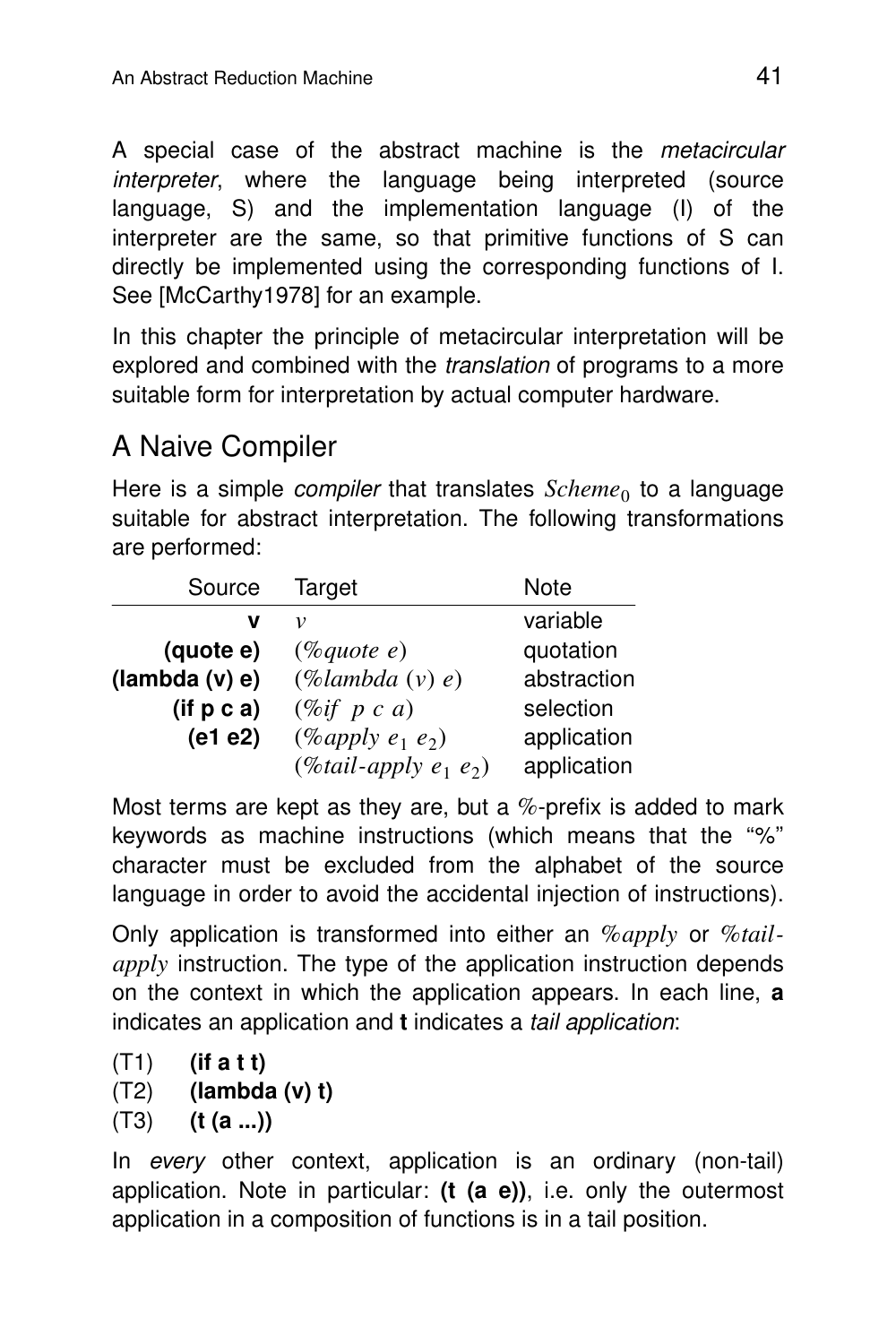A special case of the abstract machine is the *metacircular interpreter*, where the language being interpreted (source language, S) and the implementation language (I) of the interpreter are the same, so that primitive functions of S can directly be implemented using the corresponding functions of I. See [McCarthy1978] for an example.

In this chapter the principle of metacircular interpretation will be explored and combined with the *translation* of programs to a more suitable form for interpretation by actual computer hardware.

## A Naive Compiler

Here is a simple *compiler* that translates $Scheme_0$ to a language suitable for abstract interpretation. The following transformations are performed:

| Source | Target | Note |
|---:|---|---|
| **v** | *v* | variable |
| **(quote e)** | (*%quote e*) | quotation |
| **(lambda (v) e)** | (*%lambda* (*v*) *e*) | abstraction |
| **(if p c a)** | (*%if p c a*) | selection |
| **(e1 e2)** | (*%apply* $e_1$ $e_2$) | application |
| | (*%tail-apply* $e_1$ $e_2$) | application |

Most terms are kept as they are, but a %-prefix is added to mark keywords as machine instructions (which means that the "%" character must be excluded from the alphabet of the source language in order to avoid the accidental injection of instructions).

Only application is transformed into either an *%apply* or *%tail-apply* instruction. The type of the application instruction depends on the context in which the application appears. In each line, **a** indicates an application and **t** indicates a *tail application*:

(T1) **(if a t t)**
(T2) **(lambda (v) t)**
(T3) **(t (a ...))**

In *every* other context, application is an ordinary (non-tail) application. Note in particular: **(t (a e))**, i.e. only the outermost application in a composition of functions is in a tail position.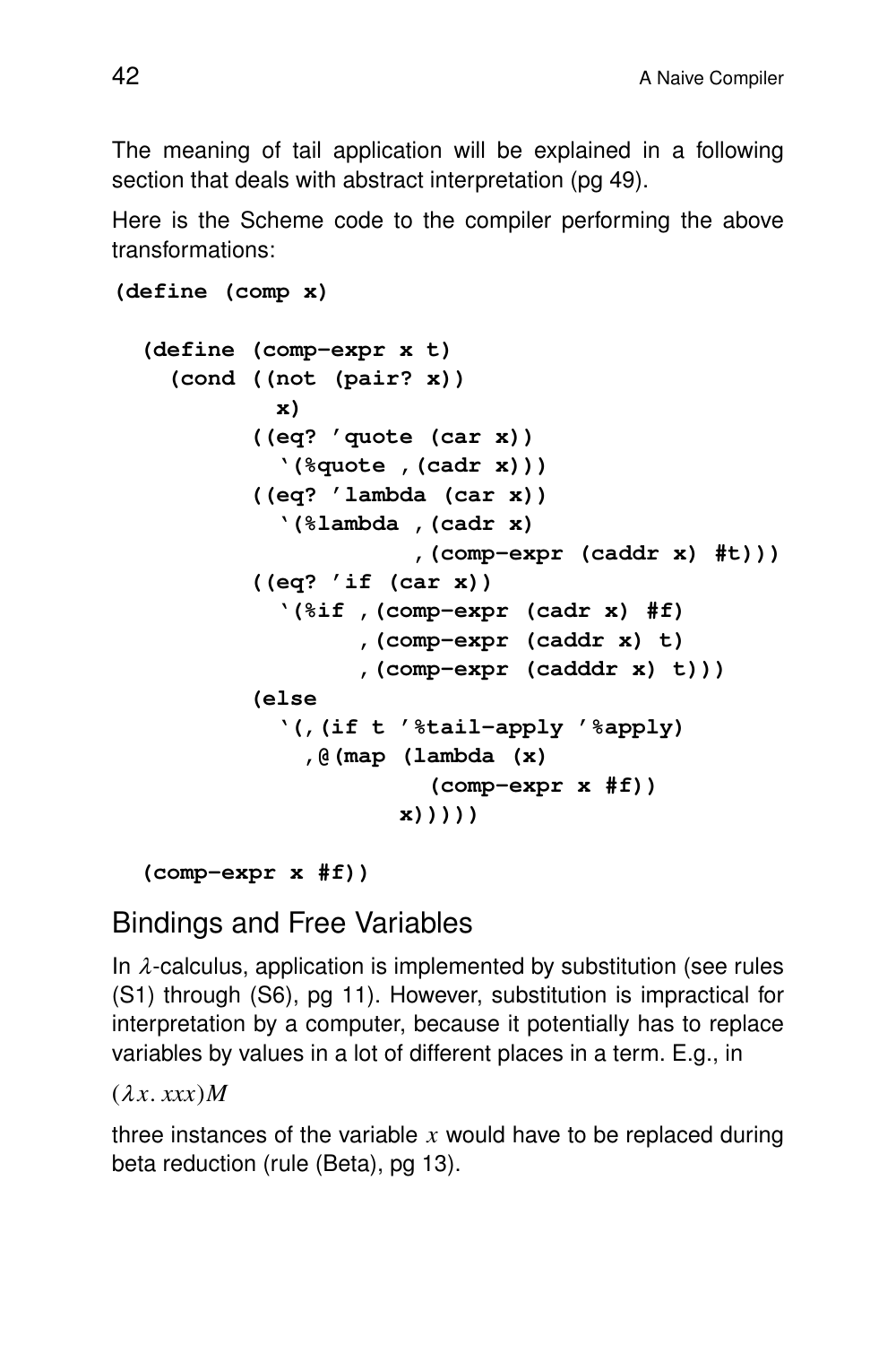The meaning of tail application will be explained in a following section that deals with abstract interpretation (pg 49).

Here is the Scheme code to the compiler performing the above transformations:

```
(define (comp x)

  (define (comp-expr x t)
    (cond ((not (pair? x))
            x)
          ((eq? 'quote (car x))
            `(%quote ,(cadr x)))
          ((eq? 'lambda (car x))
            `(%lambda ,(cadr x)
                      ,(comp-expr (caddr x) #t)))
          ((eq? 'if (car x))
            `(%if ,(comp-expr (cadr x) #f)
                  ,(comp-expr (caddr x) t)
                  ,(comp-expr (cadddr x) t)))
          (else
            `(,(if t '%tail-apply '%apply)
              ,@(map (lambda (x)
                       (comp-expr x #f))
                     x)))))

  (comp-expr x #f))
```

## Bindings and Free Variables

In $\lambda$-calculus, application is implemented by substitution (see rules (S1) through (S6), pg 11). However, substitution is impractical for interpretation by a computer, because it potentially has to replace variables by values in a lot of different places in a term. E.g., in

$(\lambda x.\ xxx)M$

three instances of the variable $x$ would have to be replaced during beta reduction (rule (Beta), pg 13).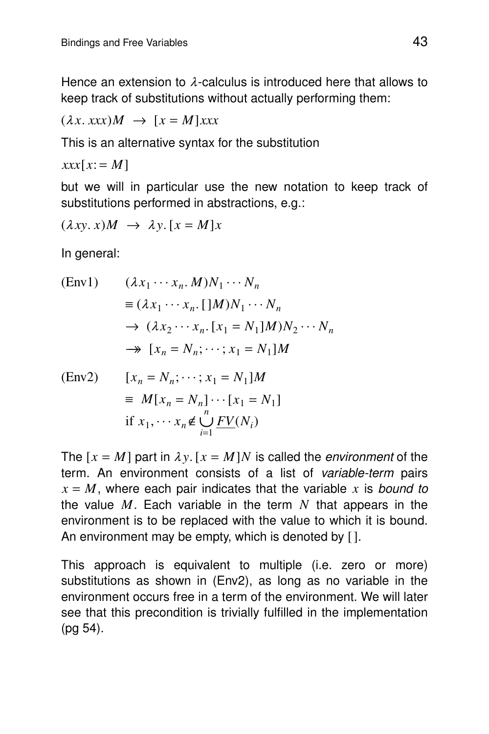Hence an extension to $\lambda$-calculus is introduced here that allows to keep track of substitutions without actually performing them:

$$(\lambda x.\, xxx)M \;\rightarrow\; [x = M]xxx$$

This is an alternative syntax for the substitution

$$xxx[x := M]$$

but we will in particular use the new notation to keep track of substitutions performed in abstractions, e.g.:

$$(\lambda xy.\, x)M \;\rightarrow\; \lambda y.\, [x = M]x$$

In general:

$$
\begin{aligned}
\text{(Env1)} \qquad & (\lambda x_1 \cdots x_n.\, M)N_1 \cdots N_n \\
& \equiv (\lambda x_1 \cdots x_n.\, [\,]M)N_1 \cdots N_n \\
& \rightarrow\; (\lambda x_2 \cdots x_n.\, [x_1 = N_1]M)N_2 \cdots N_n \\
& \twoheadrightarrow\; [x_n = N_n; \cdots; x_1 = N_1]M
\end{aligned}
$$

$$
\begin{aligned}
\text{(Env2)} \qquad & [x_n = N_n; \cdots; x_1 = N_1]M \\
& \equiv\; M[x_n = N_n] \cdots [x_1 = N_1] \\
& \text{if } x_1, \cdots x_n \notin \bigcup_{i=1}^{n} \underline{FV}(N_i)
\end{aligned}
$$

The $[x = M]$ part in $\lambda y.\, [x = M]N$ is called the *environment* of the term. An environment consists of a list of *variable-term* pairs $x = M$, where each pair indicates that the variable $x$ is *bound to* the value $M$. Each variable in the term $N$ that appears in the environment is to be replaced with the value to which it is bound. An environment may be empty, which is denoted by $[\,]$.

This approach is equivalent to multiple (i.e. zero or more) substitutions as shown in (Env2), as long as no variable in the environment occurs free in a term of the environment. We will later see that this precondition is trivially fulfilled in the implementation (pg 54).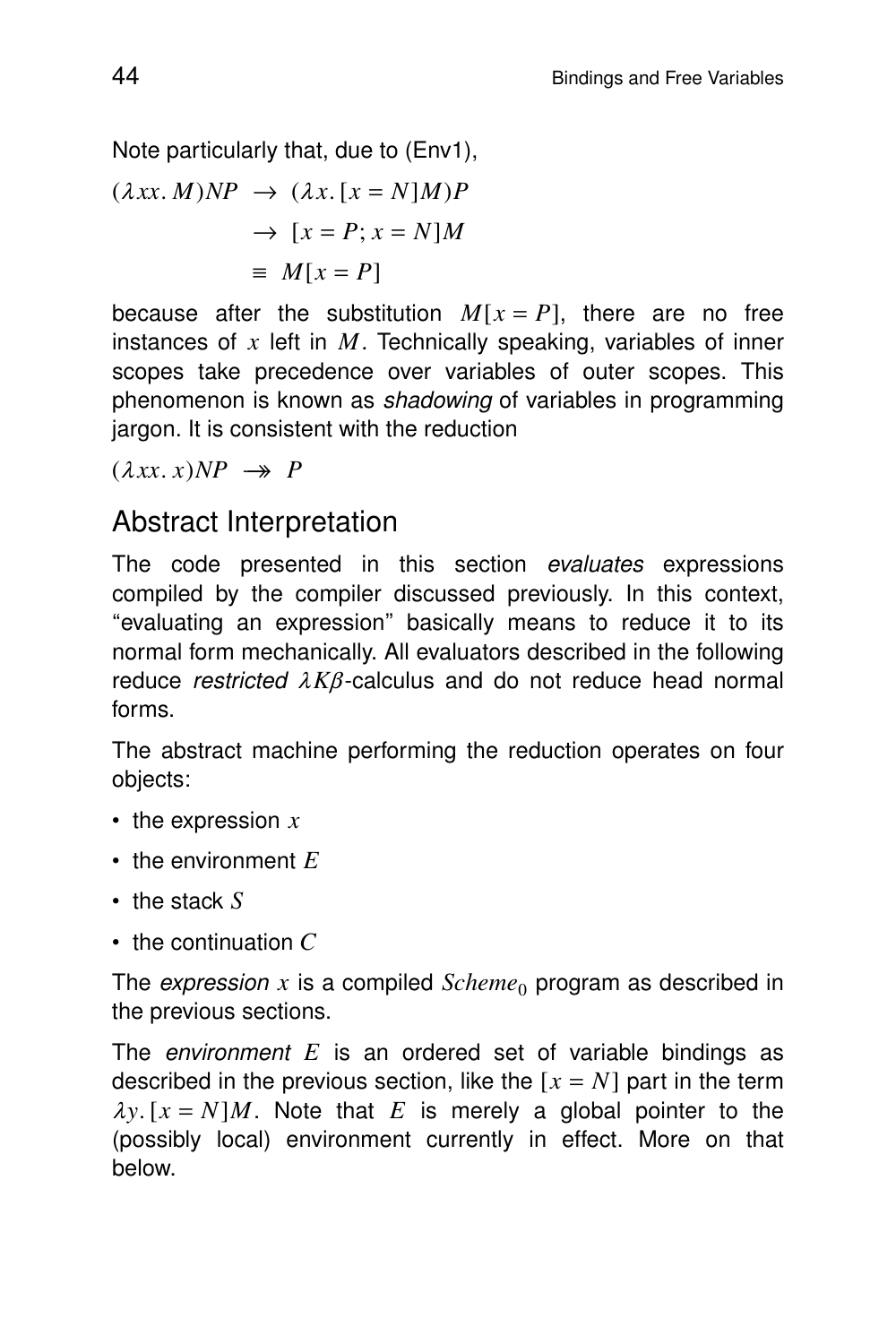Note particularly that, due to (Env1),

$$
\begin{aligned}
(\lambda xx.\, M)NP &\rightarrow (\lambda x.\, [x = N]M)P \\
&\rightarrow [x = P;\, x = N]M \\
&\equiv M[x = P]
\end{aligned}
$$

because after the substitution $M[x = P]$, there are no free instances of $x$ left in $M$. Technically speaking, variables of inner scopes take precedence over variables of outer scopes. This phenomenon is known as *shadowing* of variables in programming jargon. It is consistent with the reduction

$$(\lambda xx.\, x)NP \twoheadrightarrow P$$

## Abstract Interpretation

The code presented in this section *evaluates* expressions compiled by the compiler discussed previously. In this context, "evaluating an expression" basically means to reduce it to its normal form mechanically. All evaluators described in the following reduce *restricted* $\lambda K\beta$-calculus and do not reduce head normal forms.

The abstract machine performing the reduction operates on four objects:

- the expression $x$
- the environment $E$
- the stack $S$
- the continuation $C$

The *expression* $x$ is a compiled $Scheme_0$ program as described in the previous sections.

The *environment* $E$ is an ordered set of variable bindings as described in the previous section, like the $[x = N]$ part in the term $\lambda y.\, [x = N]M$. Note that $E$ is merely a global pointer to the (possibly local) environment currently in effect. More on that below.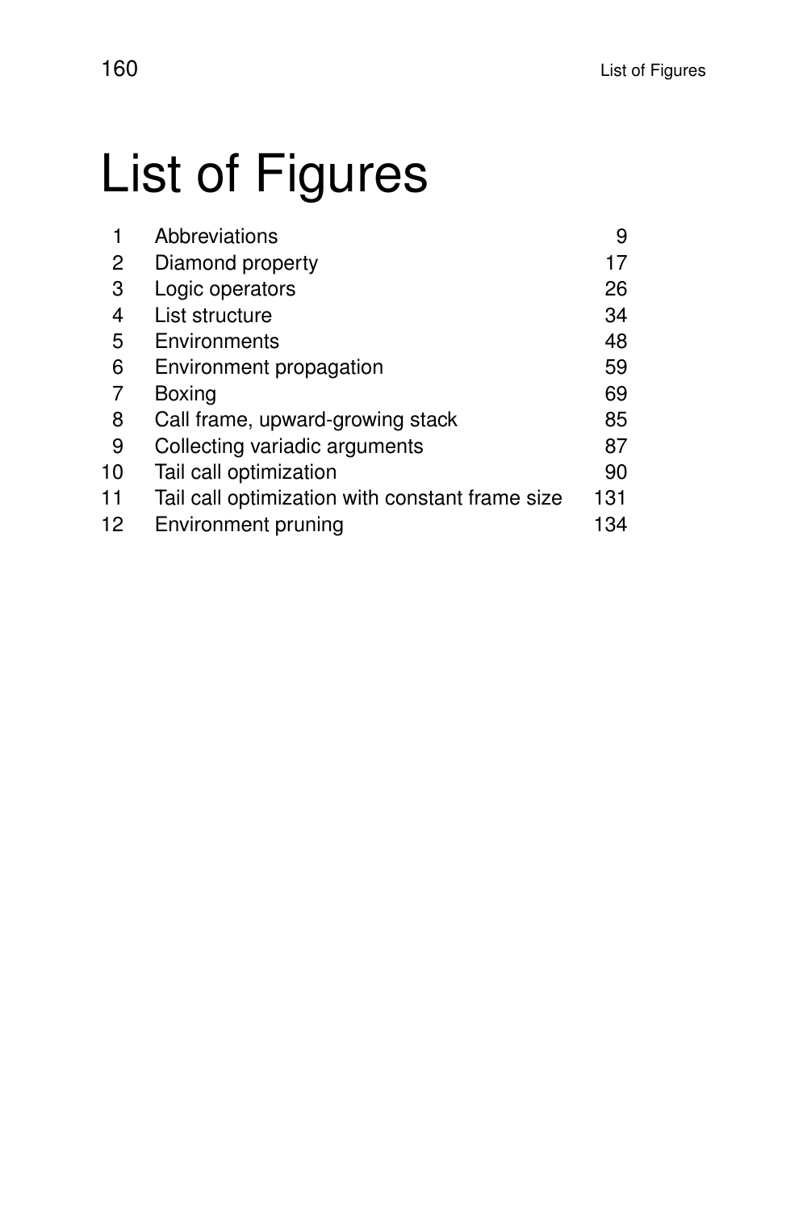# List of Figures

| | | |
|---|---|---|
| 1 | Abbreviations | 9 |
| 2 | Diamond property | 17 |
| 3 | Logic operators | 26 |
| 4 | List structure | 34 |
| 5 | Environments | 48 |
| 6 | Environment propagation | 59 |
| 7 | Boxing | 69 |
| 8 | Call frame, upward-growing stack | 85 |
| 9 | Collecting variadic arguments | 87 |
| 10 | Tail call optimization | 90 |
| 11 | Tail call optimization with constant frame size | 131 |
| 12 | Environment pruning | 134 |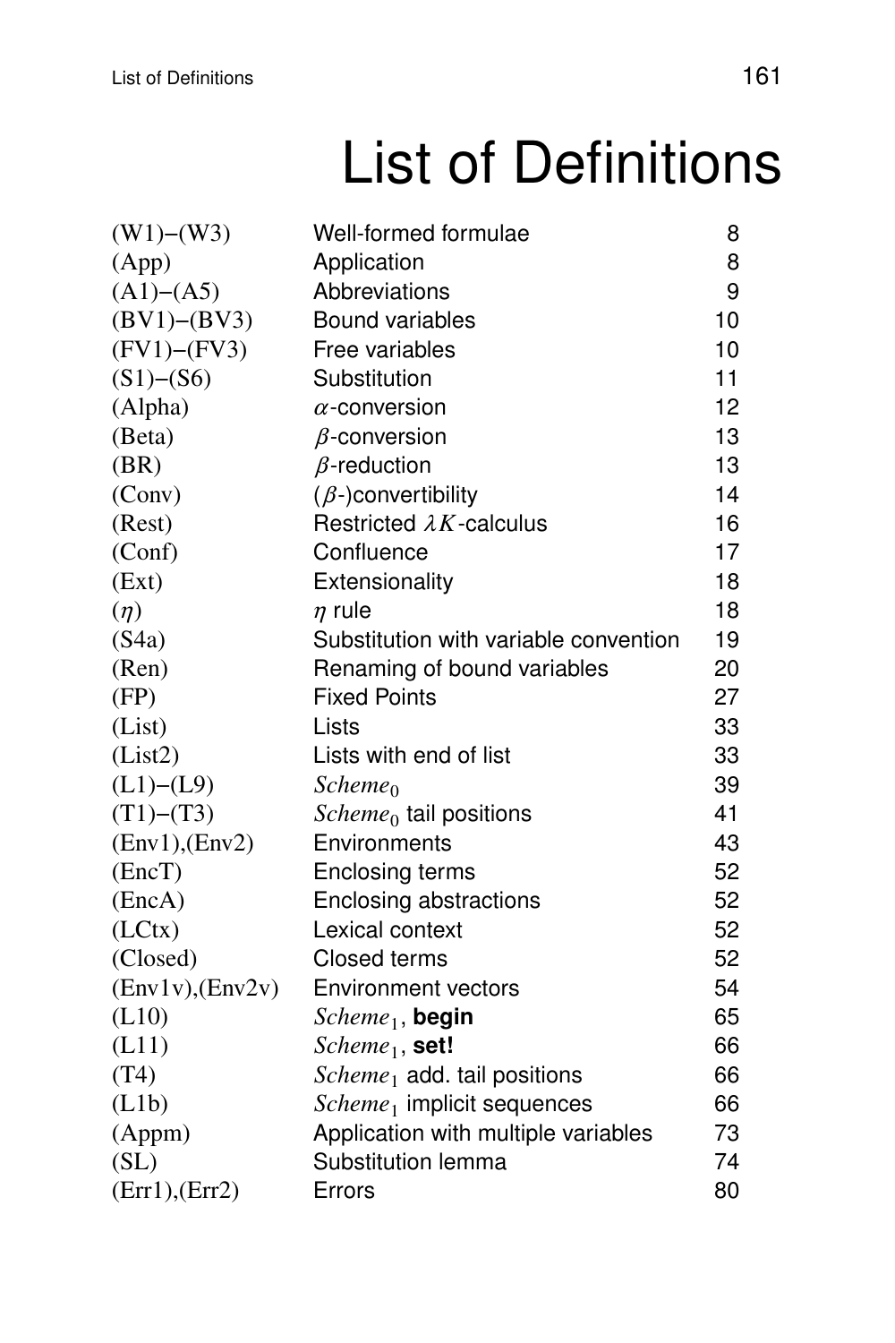# List of Definitions

| | | |
|---|---|---|
| (W1)–(W3) | Well-formed formulae | 8 |
| (App) | Application | 8 |
| (A1)–(A5) | Abbreviations | 9 |
| (BV1)–(BV3) | Bound variables | 10 |
| (FV1)–(FV3) | Free variables | 10 |
| (S1)–(S6) | Substitution | 11 |
| (Alpha) | $\alpha$-conversion | 12 |
| (Beta) | $\beta$-conversion | 13 |
| (BR) | $\beta$-reduction | 13 |
| (Conv) | ($\beta$-)convertibility | 14 |
| (Rest) | Restricted $\lambda K$-calculus | 16 |
| (Conf) | Confluence | 17 |
| (Ext) | Extensionality | 18 |
| ($\eta$) | $\eta$ rule | 18 |
| (S4a) | Substitution with variable convention | 19 |
| (Ren) | Renaming of bound variables | 20 |
| (FP) | Fixed Points | 27 |
| (List) | Lists | 33 |
| (List2) | Lists with end of list | 33 |
| (L1)–(L9) | $\mathit{Scheme}_0$ | 39 |
| (T1)–(T3) | $\mathit{Scheme}_0$ tail positions | 41 |
| (Env1),(Env2) | Environments | 43 |
| (EncT) | Enclosing terms | 52 |
| (EncA) | Enclosing abstractions | 52 |
| (LCtx) | Lexical context | 52 |
| (Closed) | Closed terms | 52 |
| (Env1v),(Env2v) | Environment vectors | 54 |
| (L10) | $\mathit{Scheme}_1$, **begin** | 65 |
| (L11) | $\mathit{Scheme}_1$, **set!** | 66 |
| (T4) | $\mathit{Scheme}_1$ add. tail positions | 66 |
| (L1b) | $\mathit{Scheme}_1$ implicit sequences | 66 |
| (Appm) | Application with multiple variables | 73 |
| (SL) | Substitution lemma | 74 |
| (Err1),(Err2) | Errors | 80 |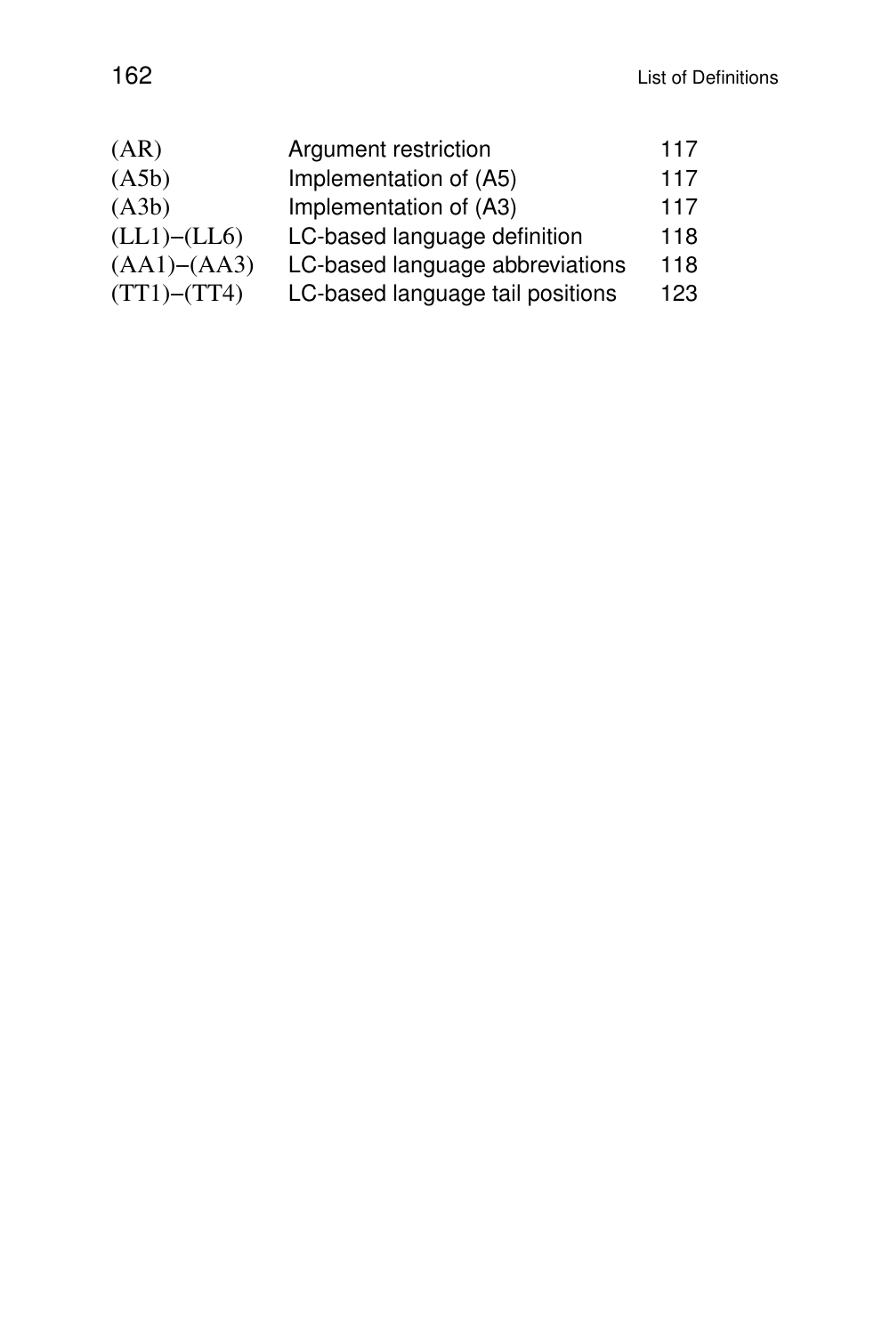| | | |
|---|---|---|
| (AR) | Argument restriction | 117 |
| (A5b) | Implementation of (A5) | 117 |
| (A3b) | Implementation of (A3) | 117 |
| (LL1)–(LL6) | LC-based language definition | 118 |
| (AA1)–(AA3) | LC-based language abbreviations | 118 |
| (TT1)–(TT4) | LC-based language tail positions | 123 |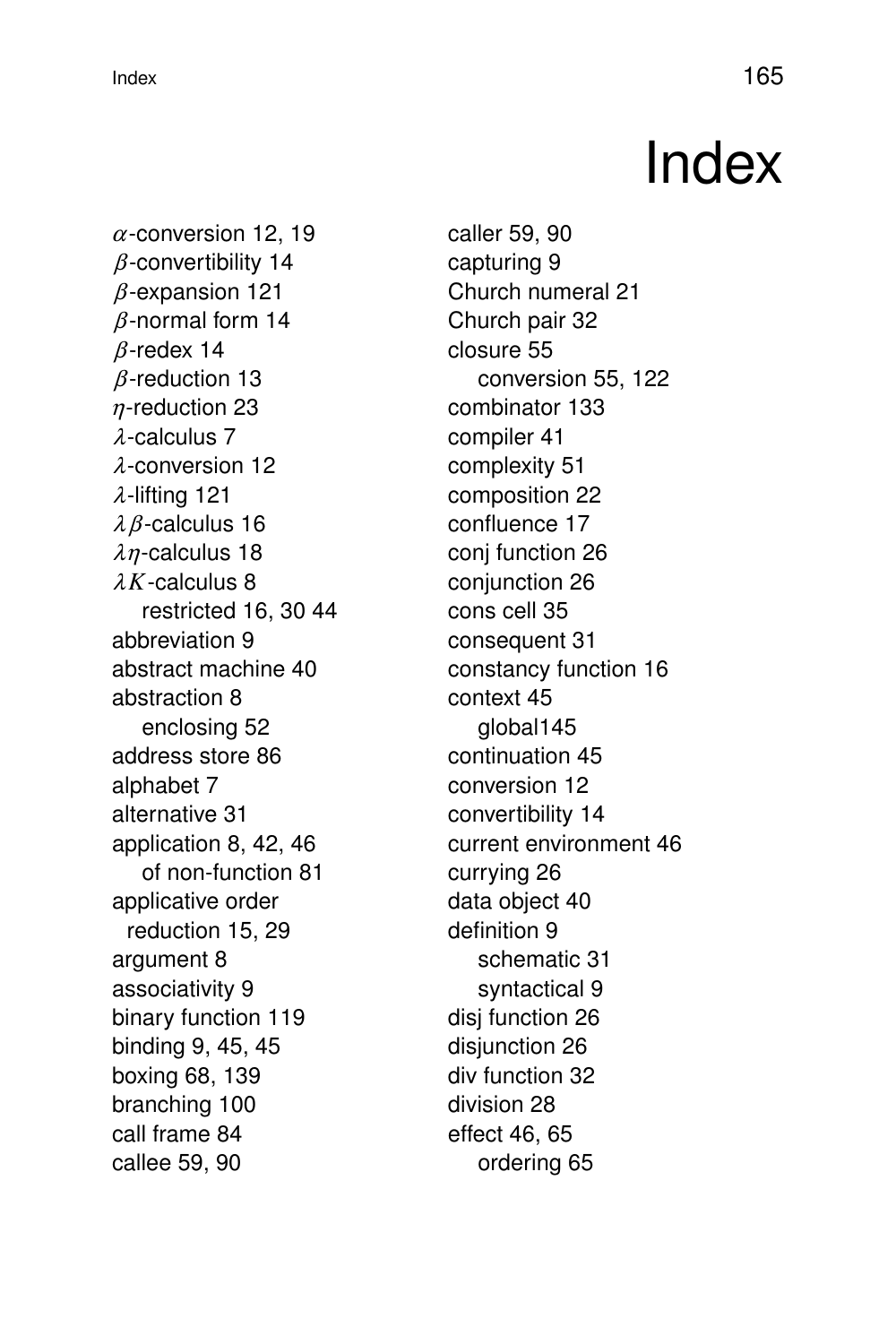# Index

$\alpha$-conversion 12, 19
$\beta$-convertibility 14
$\beta$-expansion 121
$\beta$-normal form 14
$\beta$-redex 14
$\beta$-reduction 13
$\eta$-reduction 23
$\lambda$-calculus 7
$\lambda$-conversion 12
$\lambda$-lifting 121
$\lambda\beta$-calculus 16
$\lambda\eta$-calculus 18
$\lambda K$-calculus 8
  restricted 16, 30 44
abbreviation 9
abstract machine 40
abstraction 8
  enclosing 52
address store 86
alphabet 7
alternative 31
application 8, 42, 46
  of non-function 81
applicative order
  reduction 15, 29
argument 8
associativity 9
binary function 119
binding 9, 45, 45
boxing 68, 139
branching 100
call frame 84
callee 59, 90
caller 59, 90
capturing 9
Church numeral 21
Church pair 32
closure 55
  conversion 55, 122
combinator 133
compiler 41
complexity 51
composition 22
confluence 17
conj function 26
conjunction 26
cons cell 35
consequent 31
constancy function 16
context 45
  global145
continuation 45
conversion 12
convertibility 14
current environment 46
currying 26
data object 40
definition 9
  schematic 31
  syntactical 9
disj function 26
disjunction 26
div function 32
division 28
effect 46, 65
  ordering 65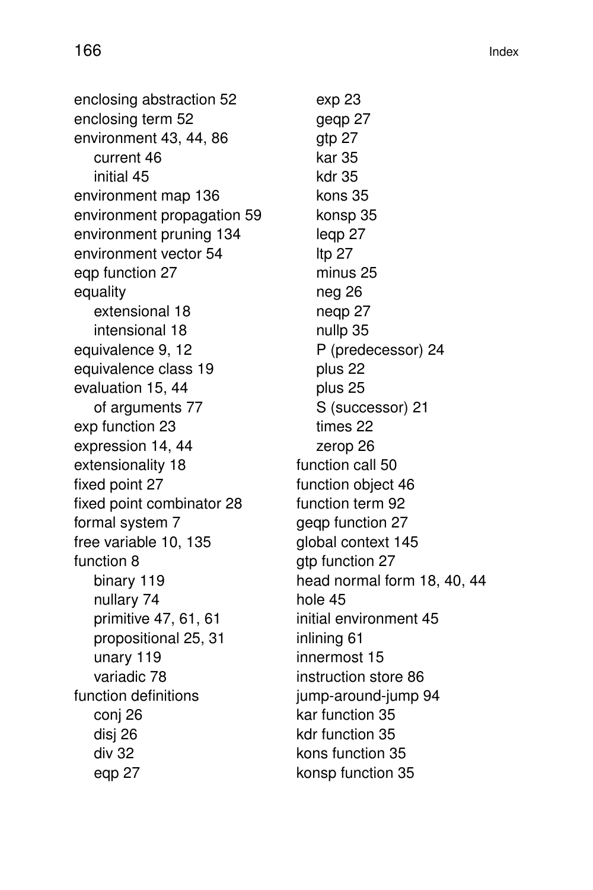enclosing abstraction 52
enclosing term 52
environment 43, 44, 86
- current 46
- initial 45

environment map 136
environment propagation 59
environment pruning 134
environment vector 54
eqp function 27
equality
- extensional 18
- intensional 18

equivalence 9, 12
equivalence class 19
evaluation 15, 44
- of arguments 77

exp function 23
expression 14, 44
extensionality 18
fixed point 27
fixed point combinator 28
formal system 7
free variable 10, 135
function 8
- binary 119
- nullary 74
- primitive 47, 61, 61
- propositional 25, 31
- unary 119
- variadic 78

function definitions
- conj 26
- disj 26
- div 32
- eqp 27
- exp 23
- geqp 27
- gtp 27
- kar 35
- kdr 35
- kons 35
- konsp 35
- leqp 27
- ltp 27
- minus 25
- neg 26
- neqp 27
- nullp 35
- P (predecessor) 24
- plus 22
- plus 25
- S (successor) 21
- times 22
- zerop 26

function call 50
function object 46
function term 92
geqp function 27
global context 145
gtp function 27
head normal form 18, 40, 44
hole 45
initial environment 45
inlining 61
innermost 15
instruction store 86
jump-around-jump 94
kar function 35
kdr function 35
kons function 35
konsp function 35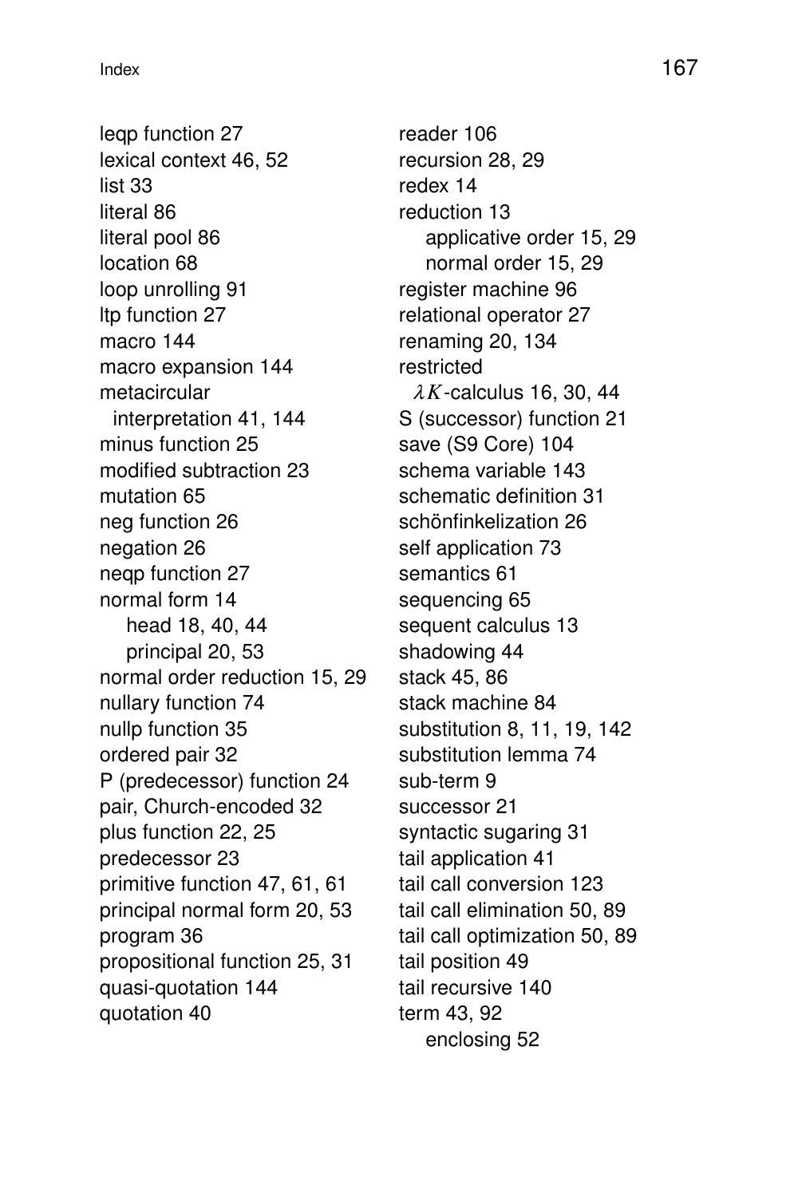leqp function 27
lexical context 46, 52
list 33
literal 86
literal pool 86
location 68
loop unrolling 91
ltp function 27
macro 144
macro expansion 144
metacircular
  interpretation 41, 144
minus function 25
modified subtraction 23
mutation 65
neg function 26
negation 26
neqp function 27
normal form 14
    head 18, 40, 44
    principal 20, 53
normal order reduction 15, 29
nullary function 74
nullp function 35
ordered pair 32
P (predecessor) function 24
pair, Church-encoded 32
plus function 22, 25
predecessor 23
primitive function 47, 61, 61
principal normal form 20, 53
program 36
propositional function 25, 31
quasi-quotation 144
quotation 40

reader 106
recursion 28, 29
redex 14
reduction 13
    applicative order 15, 29
    normal order 15, 29
register machine 96
relational operator 27
renaming 20, 134
restricted
  $\lambda K$-calculus 16, 30, 44
S (successor) function 21
save (S9 Core) 104
schema variable 143
schematic definition 31
schönfinkelization 26
self application 73
semantics 61
sequencing 65
sequent calculus 13
shadowing 44
stack 45, 86
stack machine 84
substitution 8, 11, 19, 142
substitution lemma 74
sub-term 9
successor 21
syntactic sugaring 31
tail application 41
tail call conversion 123
tail call elimination 50, 89
tail call optimization 50, 89
tail position 49
tail recursive 140
term 43, 92
    enclosing 52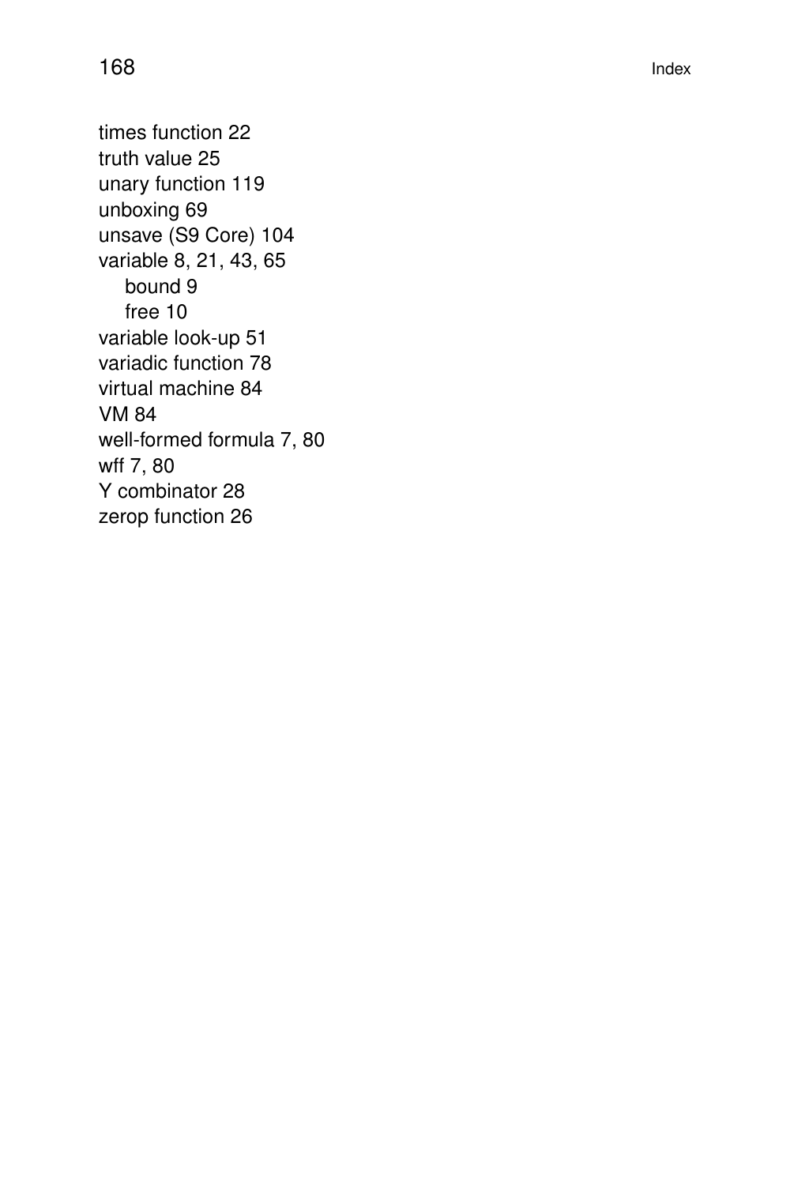times function 22
truth value 25
unary function 119
unboxing 69
unsave (S9 Core) 104
variable 8, 21, 43, 65
    bound 9
    free 10
variable look-up 51
variadic function 78
virtual machine 84
VM 84
well-formed formula 7, 80
wff 7, 80
Y combinator 28
zerop function 26